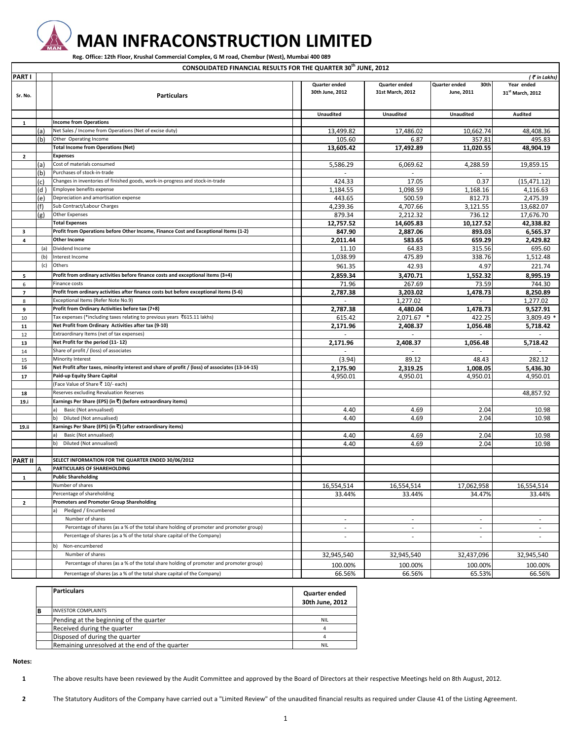# MAN INFRACONSTRUCTION LIMITED

**Reg. Office: 12th Floor, Krushal Commercial Complex, G M road, Chembur (West), Mumbai 400 089**

## CONSOLIDATED FINANCIAL RESULTS FOR THE QUARTER 30th JUNE, 2012

*(₹ in Lakhs)*

| Sr. No. | | Particulars | Quarter ended 30th June, 2012 | Quarter ended 31st March, 2012 | Quarter ended 30th June, 2011 | Year ended 31st March, 2012 |
|---|---|---|---|---|---|---|
| **PART I** | | | | | | |
| | | | Unaudited | Unaudited | Unaudited | Audited |
| **1** | | **Income from Operations** | | | | |
| | (a) | Net Sales / Income from Operations (Net of excise duty) | 13,499.82 | 17,486.02 | 10,662.74 | 48,408.36 |
| | (b) | Other Operating Income | 105.60 | 6.87 | 357.81 | 495.83 |
| | | **Total Income from Operations (Net)** | **13,605.42** | **17,492.89** | **11,020.55** | **48,904.19** |
| **2** | | **Expenses** | | | | |
| | (a) | Cost of materials consumed | 5,586.29 | 6,069.62 | 4,288.59 | 19,859.15 |
| | (b) | Purchases of stock-in-trade | - | - | - | - |
| | (c) | Changes in inventories of finished goods, work-in-progress and stock-in-trade | 424.33 | 17.05 | 0.37 | (15,471.12) |
| | (d) | Employee benefits expense | 1,184.55 | 1,098.59 | 1,168.16 | 4,116.63 |
| | (e) | Depreciation and amortisation expense | 443.65 | 500.59 | 812.73 | 2,475.39 |
| | (f) | Sub Contract/Labour Charges | 4,239.36 | 4,707.66 | 3,121.55 | 13,682.07 |
| | (g) | Other Expenses | 879.34 | 2,212.32 | 736.12 | 17,676.70 |
| | | **Total Expenses** | **12,757.52** | **14,605.83** | **10,127.52** | **42,338.82** |
| **3** | | **Profit from Operations before Other Income, Finance Cost and Exceptional Items (1-2)** | **847.90** | **2,887.06** | **893.03** | **6,565.37** |
| **4** | | **Other Income** | **2,011.44** | **583.65** | **659.29** | **2,429.82** |
| | (a) | Dividend Income | 11.10 | 64.83 | 315.56 | 695.60 |
| | (b) | Interest Income | 1,038.99 | 475.89 | 338.76 | 1,512.48 |
| | (c) | Others | 961.35 | 42.93 | 4.97 | 221.74 |
| **5** | | **Profit from ordinary activities before finance costs and exceptional items (3+4)** | **2,859.34** | **3,470.71** | **1,552.32** | **8,995.19** |
| 6 | | Finance costs | 71.96 | 267.69 | 73.59 | 744.30 |
| **7** | | **Profit from ordinary activities after finance costs but before exceptional items (5-6)** | **2,787.38** | **3,203.02** | **1,478.73** | **8,250.89** |
| 8 | | Exceptional Items (Refer Note No.9) | - | 1,277.02 | - | 1,277.02 |
| **9** | | **Profit from Ordinary Activities before tax (7+8)** | **2,787.38** | **4,480.04** | **1,478.73** | **9,527.91** |
| 10 | | Tax expenses (*including taxes relating to previous years ₹615.11 lakhs) | 615.42 | 2,071.67 * | 422.25 | 3,809.49 * |
| **11** | | **Net Profit from Ordinary Activities after tax (9-10)** | **2,171.96** | **2,408.37** | **1,056.48** | **5,718.42** |
| 12 | | Extraordinary Items (net of tax expenses) | - | - | - | - |
| **13** | | **Net Profit for the period (11- 12)** | **2,171.96** | **2,408.37** | **1,056.48** | **5,718.42** |
| 14 | | Share of profit / (loss) of associates | - | - | - | - |
| 15 | | Minority Interest | (3.94) | 89.12 | 48.43 | 282.12 |
| **16** | | **Net Profit after taxes, minority interest and share of profit / (loss) of associates (13-14-15)** | **2,175.90** | **2,319.25** | **1,008.05** | **5,436.30** |
| **17** | | **Paid-up Equity Share Capital** | 4,950.01 | 4,950.01 | 4,950.01 | 4,950.01 |
| | | (Face Value of Share ₹ 10/- each) | | | | |
| **18** | | Reserves excluding Revaluation Reserves | | | | 48,857.92 |
| **19.i** | | **Earnings Per Share (EPS) (in ₹) (before extraordinary items)** | | | | |
| | | a) Basic (Not annualised) | 4.40 | 4.69 | 2.04 | 10.98 |
| | | b) Diluted (Not annualised) | 4.40 | 4.69 | 2.04 | 10.98 |
| **19.ii** | | **Earnings Per Share (EPS) (in ₹) (after extraordinary items)** | | | | |
| | | a) Basic (Not annualised) | 4.40 | 4.69 | 2.04 | 10.98 |
| | | b) Diluted (Not annualised) | 4.40 | 4.69 | 2.04 | 10.98 |
| **PART II** | | **SELECT INFORMATION FOR THE QUARTER ENDED 30/06/2012** | | | | |
| | A | **PARTICULARS OF SHAREHOLDING** | | | | |
| **1** | | **Public Shareholding** | | | | |
| | | Number of shares | 16,554,514 | 16,554,514 | 17,062,958 | 16,554,514 |
| | | Percentage of shareholding | 33.44% | 33.44% | 34.47% | 33.44% |
| **2** | | **Promoters and Promoter Group Shareholding** | | | | |
| | | a) Pledged / Encumbered | | | | |
| | | Number of shares | - | - | - | - |
| | | Percentage of shares (as a % of the total share holding of promoter and promoter group) | - | - | - | - |
| | | Percentage of shares (as a % of the total share capital of the Company) | - | - | - | - |
| | | b) Non-encumbered | | | | |
| | | Number of shares | 32,945,540 | 32,945,540 | 32,437,096 | 32,945,540 |
| | | Percentage of shares (as a % of the total share holding of promoter and promoter group) | 100.00% | 100.00% | 100.00% | 100.00% |
| | | Percentage of shares (as a % of the total share capital of the Company) | 66.56% | 66.56% | 65.53% | 66.56% |

| | Particulars | Quarter ended 30th June, 2012 |
|---|---|---|
| B | INVESTOR COMPLAINTS | |
| | Pending at the beginning of the quarter | NIL |
| | Received during the quarter | 4 |
| | Disposed of during the quarter | 4 |
| | Remaining unresolved at the end of the quarter | NIL |

**Notes:**

1. The above results have been reviewed by the Audit Committee and approved by the Board of Directors at their respective Meetings held on 8th August, 2012.

2. The Statutory Auditors of the Company have carried out a "Limited Review" of the unaudited financial results as required under Clause 41 of the Listing Agreement.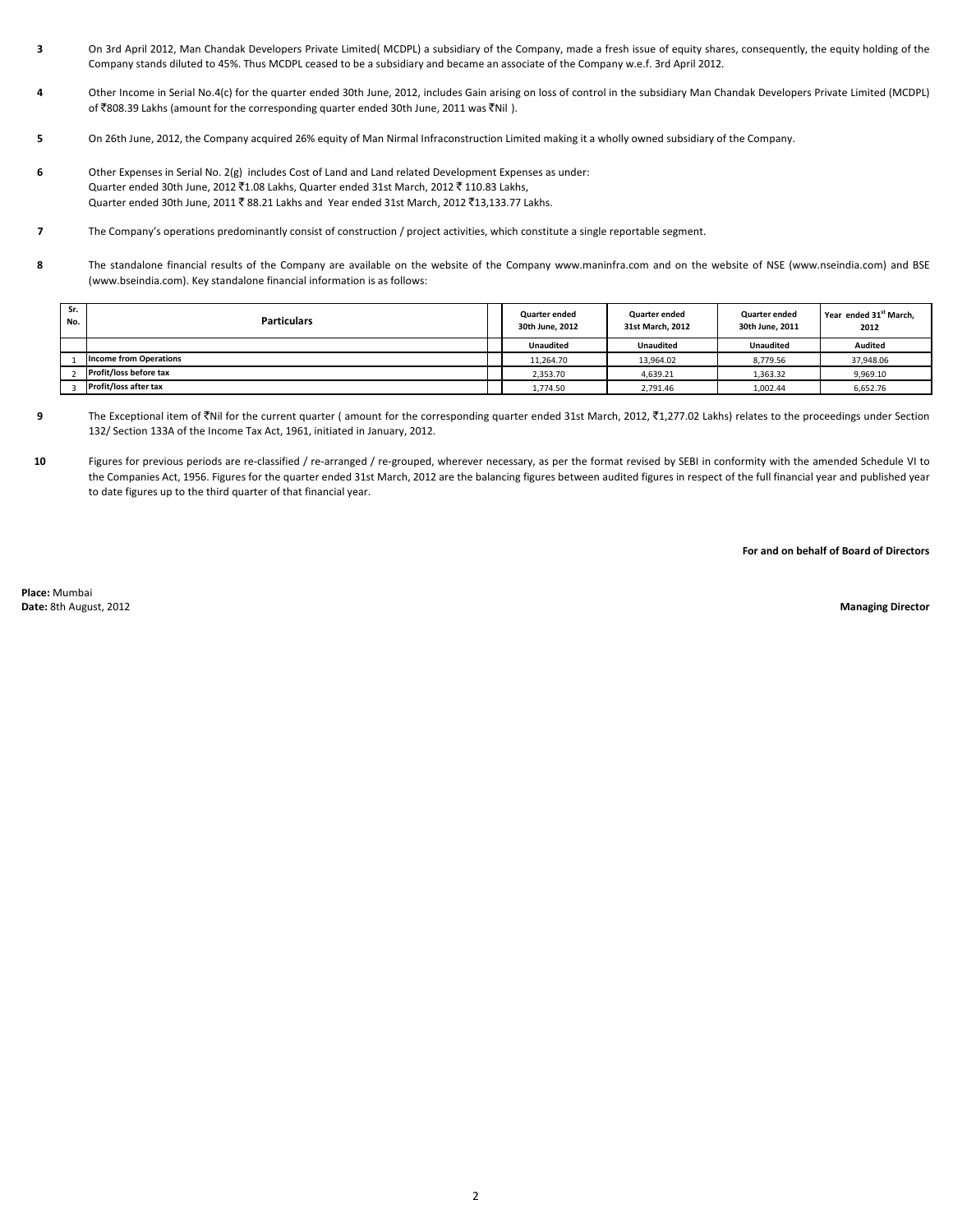3 On 3rd April 2012, Man Chandak Developers Private Limited( MCDPL) a subsidiary of the Company, made a fresh issue of equity shares, consequently, the equity holding of the Company stands diluted to 45%. Thus MCDPL ceased to be a subsidiary and became an associate of the Company w.e.f. 3rd April 2012.

4 Other Income in Serial No.4(c) for the quarter ended 30th June, 2012, includes Gain arising on loss of control in the subsidiary Man Chandak Developers Private Limited (MCDPL) of ₹808.39 Lakhs (amount for the corresponding quarter ended 30th June, 2011 was ₹Nil ).

5 On 26th June, 2012, the Company acquired 26% equity of Man Nirmal Infraconstruction Limited making it a wholly owned subsidiary of the Company.

6 Other Expenses in Serial No. 2(g) includes Cost of Land and Land related Development Expenses as under:
Quarter ended 30th June, 2012 ₹1.08 Lakhs, Quarter ended 31st March, 2012 ₹ 110.83 Lakhs,
Quarter ended 30th June, 2011 ₹ 88.21 Lakhs and Year ended 31st March, 2012 ₹13,133.77 Lakhs.

7 The Company's operations predominantly consist of construction / project activities, which constitute a single reportable segment.

8 The standalone financial results of the Company are available on the website of the Company www.maninfra.com and on the website of NSE (www.nseindia.com) and BSE (www.bseindia.com). Key standalone financial information is as follows:

| Sr. No. | Particulars | Quarter ended 30th June, 2012 | Quarter ended 31st March, 2012 | Quarter ended 30th June, 2011 | Year ended 31st March, 2012 |
|---|---|---|---|---|---|
| | | Unaudited | Unaudited | Unaudited | Audited |
| 1 | Income from Operations | 11,264.70 | 13,964.02 | 8,779.56 | 37,948.06 |
| 2 | Profit/loss before tax | 2,353.70 | 4,639.21 | 1,363.32 | 9,969.10 |
| 3 | Profit/loss after tax | 1,774.50 | 2,791.46 | 1,002.44 | 6,652.76 |

9 The Exceptional item of ₹Nil for the current quarter ( amount for the corresponding quarter ended 31st March, 2012, ₹1,277.02 Lakhs) relates to the proceedings under Section 132/ Section 133A of the Income Tax Act, 1961, initiated in January, 2012.

10 Figures for previous periods are re-classified / re-arranged / re-grouped, wherever necessary, as per the format revised by SEBI in conformity with the amended Schedule VI to the Companies Act, 1956. Figures for the quarter ended 31st March, 2012 are the balancing figures between audited figures in respect of the full financial year and published year to date figures up to the third quarter of that financial year.

**For and on behalf of Board of Directors**

**Place:** Mumbai
**Date:** 8th August, 2012

**Managing Director**